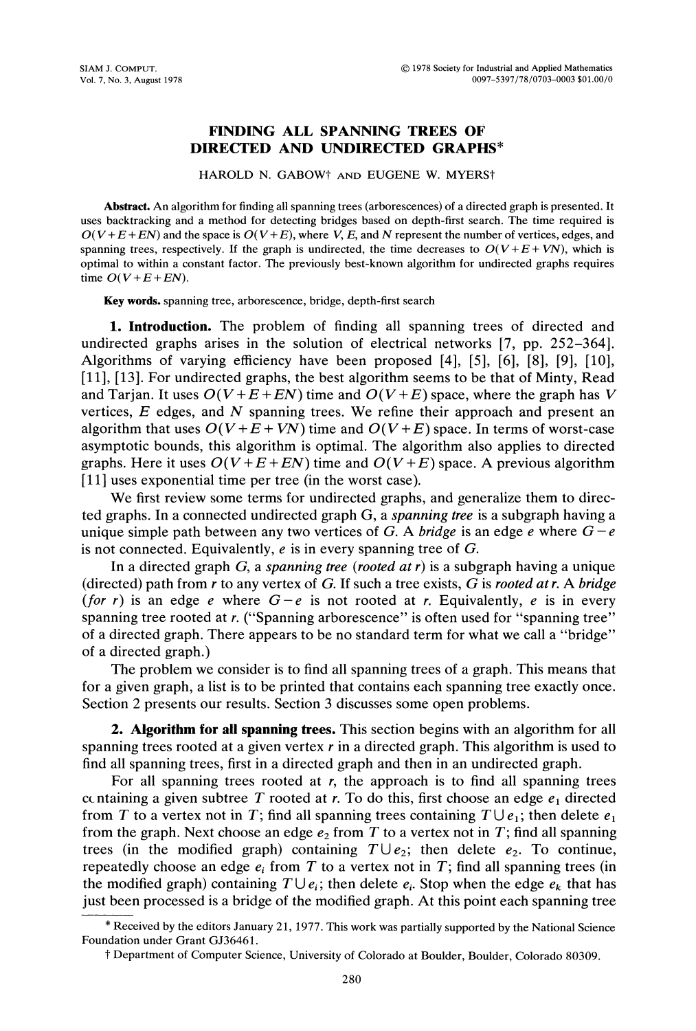# FINDING ALL SPANNING TREES OF DIRECTED AND UNDIRECTED GRAPHS*

HAROLD N. GABOW† AND EUGENE W. MYERS†

**Abstract.** An algorithm for finding all spanning trees (arborescences) of a directed graph is presented. It uses backtracking and a method for detecting bridges based on depth-first search. The time required is $O(V+E+EN)$ and the space is $O(V+E)$, where $V$, $E$, and $N$ represent the number of vertices, edges, and spanning trees, respectively. If the graph is undirected, the time decreases to $O(V+E+VN)$, which is optimal to within a constant factor. The previously best-known algorithm for undirected graphs requires time $O(V+E+EN)$.

**Key words.** spanning tree, arborescence, bridge, depth-first search

## 1. Introduction.

The problem of finding all spanning trees of directed and undirected graphs arises in the solution of electrical networks [7, pp. 252–364]. Algorithms of varying efficiency have been proposed [4], [5], [6], [8], [9], [10], [11], [13]. For undirected graphs, the best algorithm seems to be that of Minty, Read and Tarjan. It uses $O(V+E+EN)$ time and $O(V+E)$ space, where the graph has $V$ vertices, $E$ edges, and $N$ spanning trees. We refine their approach and present an algorithm that uses $O(V+E+VN)$ time and $O(V+E)$ space. In terms of worst-case asymptotic bounds, this algorithm is optimal. The algorithm also applies to directed graphs. Here it uses $O(V+E+EN)$ time and $O(V+E)$ space. A previous algorithm [11] uses exponential time per tree (in the worst case).

We first review some terms for undirected graphs, and generalize them to directed graphs. In a connected undirected graph G, a *spanning tree* is a subgraph having a unique simple path between any two vertices of G. A *bridge* is an edge $e$ where $G-e$ is not connected. Equivalently, $e$ is in every spanning tree of G.

In a directed graph $G$, a *spanning tree* (*rooted at r*) is a subgraph having a unique (directed) path from $r$ to any vertex of G. If such a tree exists, G is *rooted at r*. A *bridge* (*for r*) is an edge $e$ where $G-e$ is not rooted at $r$. Equivalently, $e$ is in every spanning tree rooted at $r$. ("Spanning arborescence" is often used for "spanning tree" of a directed graph. There appears to be no standard term for what we call a "bridge" of a directed graph.)

The problem we consider is to find all spanning trees of a graph. This means that for a given graph, a list is to be printed that contains each spanning tree exactly once. Section 2 presents our results. Section 3 discusses some open problems.

## 2. Algorithm for all spanning trees.

This section begins with an algorithm for all spanning trees rooted at a given vertex $r$ in a directed graph. This algorithm is used to find all spanning trees, first in a directed graph and then in an undirected graph.

For all spanning trees rooted at $r$, the approach is to find all spanning trees containing a given subtree $T$ rooted at $r$. To do this, first choose an edge $e_1$ directed from $T$ to a vertex not in $T$; find all spanning trees containing $T \cup e_1$; then delete $e_1$ from the graph. Next choose an edge $e_2$ from $T$ to a vertex not in $T$; find all spanning trees (in the modified graph) containing $T \cup e_2$; then delete $e_2$. To continue, repeatedly choose an edge $e_i$ from $T$ to a vertex not in $T$; find all spanning trees (in the modified graph) containing $T \cup e_i$; then delete $e_i$. Stop when the edge $e_k$ that has just been processed is a bridge of the modified graph. At this point each spanning tree

---

* Received by the editors January 21, 1977. This work was partially supported by the National Science Foundation under Grant GJ36461.

† Department of Computer Science, University of Colorado at Boulder, Boulder, Colorado 80309.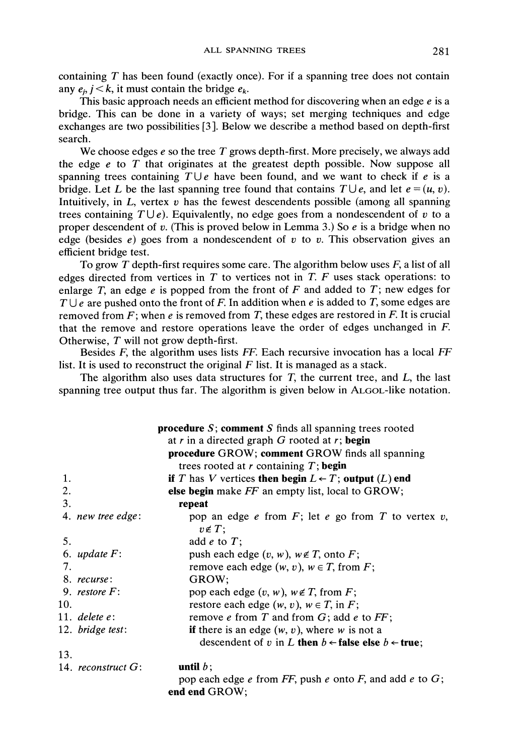containing $T$ has been found (exactly once). For if a spanning tree does not contain any $e_j$, $j < k$, it must contain the bridge $e_k$.

This basic approach needs an efficient method for discovering when an edge $e$ is a bridge. This can be done in a variety of ways; set merging techniques and edge exchanges are two possibilities [3]. Below we describe a method based on depth-first search.

We choose edges $e$ so the tree $T$ grows depth-first. More precisely, we always add the edge $e$ to $T$ that originates at the greatest depth possible. Now suppose all spanning trees containing $T \cup e$ have been found, and we want to check if $e$ is a bridge. Let $L$ be the last spanning tree found that contains $T \cup e$, and let $e = (u, v)$. Intuitively, in $L$, vertex $v$ has the fewest descendents possible (among all spanning trees containing $T \cup e$). Equivalently, no edge goes from a nondescendent of $v$ to a proper descendent of $v$. (This is proved below in Lemma 3.) So $e$ is a bridge when no edge (besides $e$) goes from a nondescendent of $v$ to $v$. This observation gives an efficient bridge test.

To grow $T$ depth-first requires some care. The algorithm below uses $F$, a list of all edges directed from vertices in $T$ to vertices not in $T$. $F$ uses stack operations: to enlarge $T$, an edge $e$ is popped from the front of $F$ and added to $T$; new edges for $T \cup e$ are pushed onto the front of $F$. In addition when $e$ is added to $T$, some edges are removed from $F$; when $e$ is removed from $T$, these edges are restored in $F$. It is crucial that the remove and restore operations leave the order of edges unchanged in $F$. Otherwise, $T$ will not grow depth-first.

Besides $F$, the algorithm uses lists $FF$. Each recursive invocation has a local $FF$ list. It is used to reconstruct the original $F$ list. It is managed as a stack.

The algorithm also uses data structures for $T$, the current tree, and $L$, the last spanning tree output thus far. The algorithm is given below in ALGOL-like notation.

```
                       procedure S; comment S finds all spanning trees rooted
                         at r in a directed graph G rooted at r; begin
                         procedure GROW; comment GROW finds all spanning
                           trees rooted at r containing T; begin
 1.                      if T has V vertices then begin L ← T; output (L) end
 2.                      else begin make FF an empty list, local to GROW;
 3.                        repeat
 4. new tree edge:           pop an edge e from F; let e go from T to vertex v,
                               v ∉ T;
 5.                          add e to T;
 6. update F:                push each edge (v, w), w ∉ T, onto F;
 7.                          remove each edge (w, v), w ∈ T, from F;
 8. recurse:                 GROW;
 9. restore F:               pop each edge (v, w), w ∉ T, from F;
10.                          restore each edge (w, v), w ∈ T, in F;
11. delete e:                remove e from T and from G; add e to FF;
12. bridge test:             if there is an edge (w, v), where w is not a
                               descendent of v in L then b ← false else b ← true;
13.                        until b;
14. reconstruct G:         pop each edge e from FF, push e onto F, and add e to G;
                         end end GROW;
```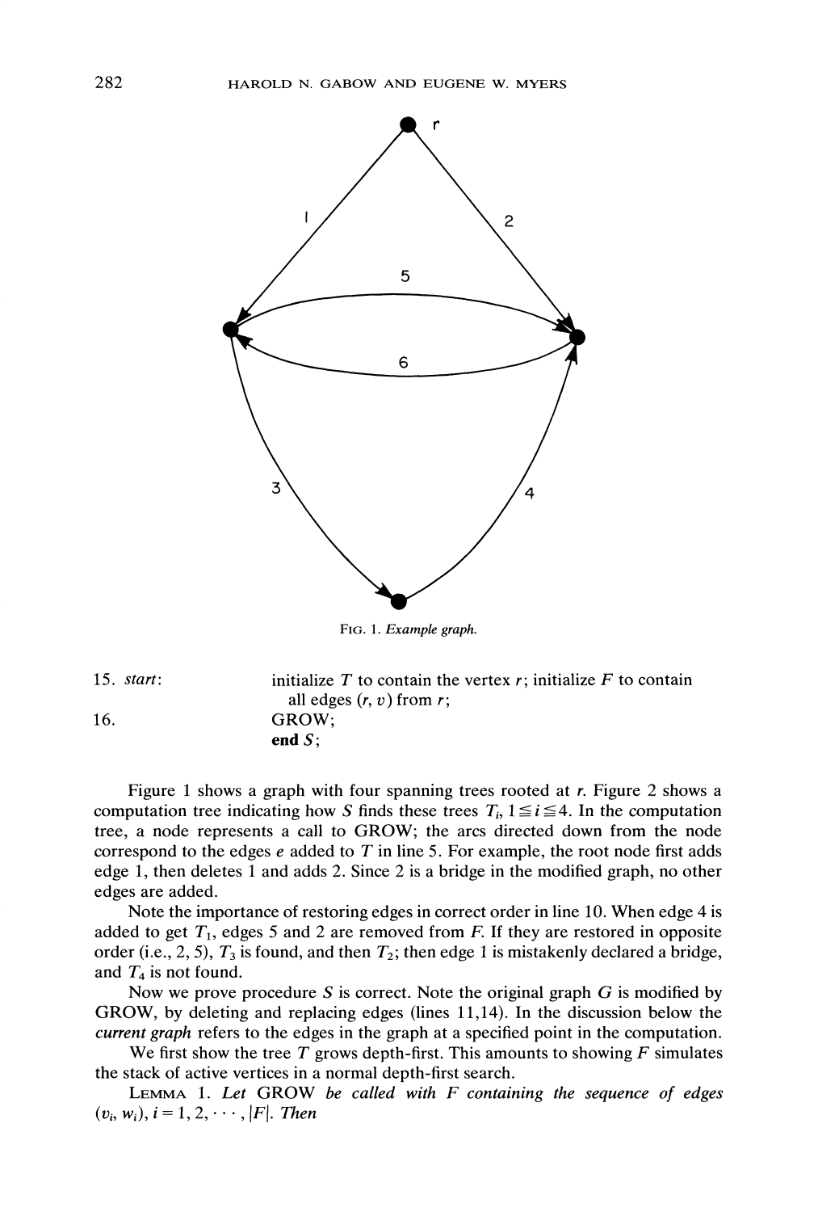FIG. 1. *Example graph.*

```
15. start:      initialize T to contain the vertex r; initialize F to contain
                  all edges (r, v) from r;
16.             GROW;
                end S;
```

Figure 1 shows a graph with four spanning trees rooted at $r$. Figure 2 shows a computation tree indicating how $S$ finds these trees $T_i$, $1 \leqq i \leqq 4$. In the computation tree, a node represents a call to GROW; the arcs directed down from the node correspond to the edges $e$ added to $T$ in line 5. For example, the root node first adds edge 1, then deletes 1 and adds 2. Since 2 is a bridge in the modified graph, no other edges are added.

Note the importance of restoring edges in correct order in line 10. When edge 4 is added to get $T_1$, edges 5 and 2 are removed from $F$. If they are restored in opposite order (i.e., 2, 5), $T_3$ is found, and then $T_2$; then edge 1 is mistakenly declared a bridge, and $T_4$ is not found.

Now we prove procedure $S$ is correct. Note the original graph $G$ is modified by GROW, by deleting and replacing edges (lines 11,14). In the discussion below the *current graph* refers to the edges in the graph at a specified point in the computation.

We first show the tree $T$ grows depth-first. This amounts to showing $F$ simulates the stack of active vertices in a normal depth-first search.

LEMMA 1. *Let* GROW *be called with $F$ containing the sequence of edges $(v_i, w_i)$, $i = 1, 2, \cdots, |F|$. Then*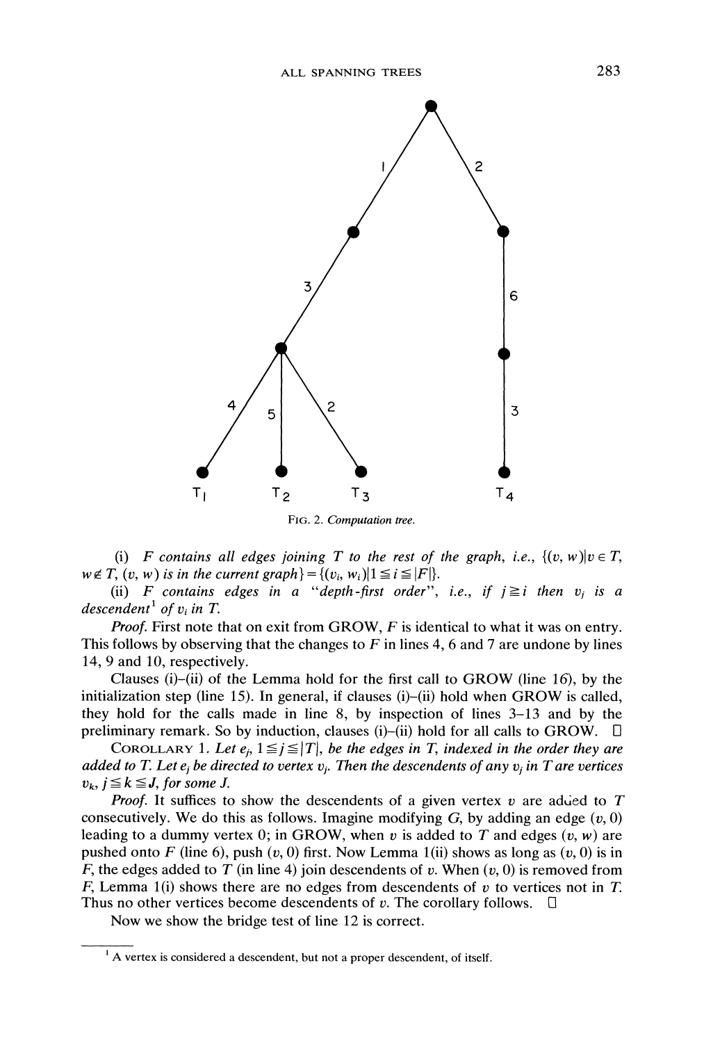FIG. 2. *Computation tree.*

(i) *F contains all edges joining T to the rest of the graph, i.e.,* $\{(v, w) | v \in T, w \notin T, (v, w)$ *is in the current graph*$\} = \{(v_i, w_i) | 1 \leqq i \leqq |F|\}$.

(ii) *F contains edges in a "depth-first order", i.e., if* $j \geqq i$ *then* $v_j$ *is a descendent*[1] *of* $v_i$ *in T.*

*Proof.* First note that on exit from GROW, $F$ is identical to what it was on entry. This follows by observing that the changes to $F$ in lines 4, 6 and 7 are undone by lines 14, 9 and 10, respectively.

Clauses (i)–(ii) of the Lemma hold for the first call to GROW (line 16), by the initialization step (line 15). In general, if clauses (i)–(ii) hold when GROW is called, they hold for the calls made in line 8, by inspection of lines 3–13 and by the preliminary remark. So by induction, clauses (i)–(ii) hold for all calls to GROW. □

COROLLARY 1. *Let* $e_j$, $1 \leqq j \leqq |T|$, *be the edges in T, indexed in the order they are added to T. Let* $e_j$ *be directed to vertex* $v_j$. *Then the descendents of any* $v_j$ *in T are vertices* $v_k$, $j \leqq k \leqq J$, *for some J.*

*Proof.* It suffices to show the descendents of a given vertex $v$ are added to $T$ consecutively. We do this as follows. Imagine modifying $G$, by adding an edge $(v, 0)$ leading to a dummy vertex 0; in GROW, when $v$ is added to $T$ and edges $(v, w)$ are pushed onto $F$ (line 6), push $(v, 0)$ first. Now Lemma 1(ii) shows as long as $(v, 0)$ is in $F$, the edges added to $T$ (in line 4) join descendents of $v$. When $(v, 0)$ is removed from $F$, Lemma 1(i) shows there are no edges from descendents of $v$ to vertices not in $T$. Thus no other vertices become descendents of $v$. The corollary follows. □

Now we show the bridge test of line 12 is correct.

---

[1] A vertex is considered a descendent, but not a proper descendent, of itself.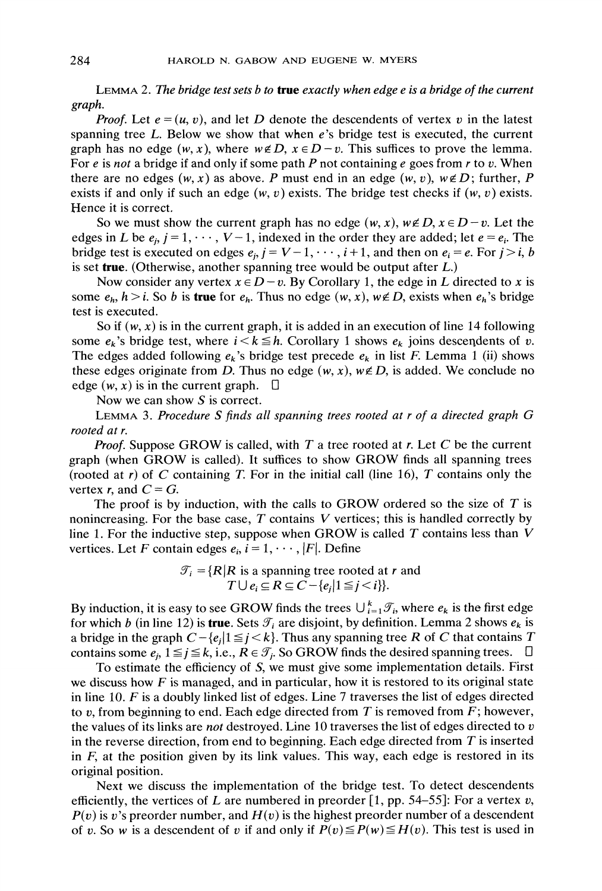LEMMA 2. *The bridge test sets b to* **true** *exactly when edge e is a bridge of the current graph.*

*Proof.* Let $e = (u, v)$, and let $D$ denote the descendents of vertex $v$ in the latest spanning tree $L$. Below we show that when $e$'s bridge test is executed, the current graph has no edge $(w, x)$, where $w \notin D$, $x \in D - v$. This suffices to prove the lemma. For $e$ is *not* a bridge if and only if some path $P$ not containing $e$ goes from $r$ to $v$. When there are no edges $(w, x)$ as above. $P$ must end in an edge $(w, v)$, $w \notin D$; further, $P$ exists if and only if such an edge $(w, v)$ exists. The bridge test checks if $(w, v)$ exists. Hence it is correct.

So we must show the current graph has no edge $(w, x)$, $w \notin D$, $x \in D - v$. Let the edges in $L$ be $e_j$, $j = 1, \cdots, V-1$, indexed in the order they are added; let $e = e_i$. The bridge test is executed on edges $e_j$, $j = V-1, \cdots, i+1$, and then on $e_i = e$. For $j > i$, $b$ is set **true**. (Otherwise, another spanning tree would be output after $L$.)

Now consider any vertex $x \in D - v$. By Corollary 1, the edge in $L$ directed to $x$ is some $e_h$, $h > i$. So $b$ is **true** for $e_h$. Thus no edge $(w, x)$, $w \notin D$, exists when $e_h$'s bridge test is executed.

So if $(w, x)$ is in the current graph, it is added in an execution of line 14 following some $e_k$'s bridge test, where $i < k \leq h$. Corollary 1 shows $e_k$ joins descendents of $v$. The edges added following $e_k$'s bridge test precede $e_k$ in list $F$. Lemma 1 (ii) shows these edges originate from $D$. Thus no edge $(w, x)$, $w \notin D$, is added. We conclude no edge $(w, x)$ is in the current graph. □

Now we can show $S$ is correct.

LEMMA 3. *Procedure S finds all spanning trees rooted at r of a directed graph G rooted at r.*

*Proof.* Suppose GROW is called, with $T$ a tree rooted at $r$. Let $C$ be the current graph (when GROW is called). It suffices to show GROW finds all spanning trees (rooted at $r$) of $C$ containing $T$. For in the initial call (line 16), $T$ contains only the vertex $r$, and $C = G$.

The proof is by induction, with the calls to GROW ordered so the size of $T$ is nonincreasing. For the base case, $T$ contains $V$ vertices; this is handled correctly by line 1. For the inductive step, suppose when GROW is called $T$ contains less than $V$ vertices. Let $F$ contain edges $e_i$, $i = 1, \cdots, |F|$. Define

$$\mathcal{T}_i = \{R \mid R \text{ is a spanning tree rooted at } r \text{ and } T \cup e_i \subseteq R \subseteq C - \{e_j \mid 1 \leq j < i\}\}.$$

By induction, it is easy to see GROW finds the trees $\bigcup_{i=1}^{k} \mathcal{T}_i$, where $e_k$ is the first edge for which $b$ (in line 12) is **true**. Sets $\mathcal{T}_i$ are disjoint, by definition. Lemma 2 shows $e_k$ is a bridge in the graph $C - \{e_j \mid 1 \leq j < k\}$. Thus any spanning tree $R$ of $C$ that contains $T$ contains some $e_j$, $1 \leq j \leq k$, i.e., $R \in \mathcal{T}_j$. So GROW finds the desired spanning trees. □

To estimate the efficiency of $S$, we must give some implementation details. First we discuss how $F$ is managed, and in particular, how it is restored to its original state in line 10. $F$ is a doubly linked list of edges. Line 7 traverses the list of edges directed to $v$, from beginning to end. Each edge directed from $T$ is removed from $F$; however, the values of its links are *not* destroyed. Line 10 traverses the list of edges directed to $v$ in the reverse direction, from end to beginning. Each edge directed from $T$ is inserted in $F$, at the position given by its link values. This way, each edge is restored in its original position.

Next we discuss the implementation of the bridge test. To detect descendents efficiently, the vertices of $L$ are numbered in preorder [1, pp. 54–55]: For a vertex $v$, $P(v)$ is $v$'s preorder number, and $H(v)$ is the highest preorder number of a descendent of $v$. So $w$ is a descendent of $v$ if and only if $P(v) \leq P(w) \leq H(v)$. This test is used in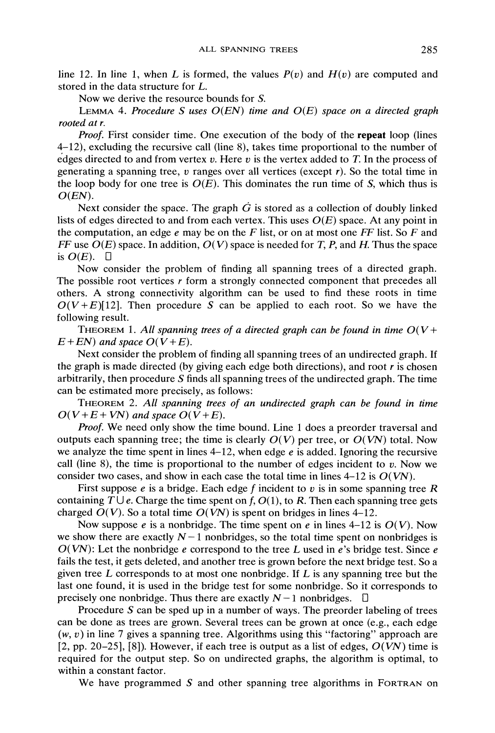line 12. In line 1, when $L$ is formed, the values $P(v)$ and $H(v)$ are computed and stored in the data structure for $L$.

Now we derive the resource bounds for $S$.

LEMMA 4. *Procedure $S$ uses $O(EN)$ time and $O(E)$ space on a directed graph rooted at $r$.*

*Proof.* First consider time. One execution of the body of the **repeat** loop (lines 4–12), excluding the recursive call (line 8), takes time proportional to the number of edges directed to and from vertex $v$. Here $v$ is the vertex added to $T$. In the process of generating a spanning tree, $v$ ranges over all vertices (except $r$). So the total time in the loop body for one tree is $O(E)$. This dominates the run time of $S$, which thus is $O(EN)$.

Next consider the space. The graph $\dot{G}$ is stored as a collection of doubly linked lists of edges directed to and from each vertex. This uses $O(E)$ space. At any point in the computation, an edge $e$ may be on the $F$ list, or on at most one $FF$ list. So $F$ and $FF$ use $O(E)$ space. In addition, $O(V)$ space is needed for $T$, $P$, and $H$. Thus the space is $O(E)$. □

Now consider the problem of finding all spanning trees of a directed graph. The possible root vertices $r$ form a strongly connected component that precedes all others. A strong connectivity algorithm can be used to find these roots in time $O(V+E)$[12]. Then procedure $S$ can be applied to each root. So we have the following result.

THEOREM 1. *All spanning trees of a directed graph can be found in time $O(V+E+EN)$ and space $O(V+E)$.*

Next consider the problem of finding all spanning trees of an undirected graph. If the graph is made directed (by giving each edge both directions), and root $r$ is chosen arbitrarily, then procedure $S$ finds all spanning trees of the undirected graph. The time can be estimated more precisely, as follows:

THEOREM 2. *All spanning trees of an undirected graph can be found in time $O(V+E+VN)$ and space $O(V+E)$.*

*Proof.* We need only show the time bound. Line 1 does a preorder traversal and outputs each spanning tree; the time is clearly $O(V)$ per tree, or $O(VN)$ total. Now we analyze the time spent in lines 4–12, when edge $e$ is added. Ignoring the recursive call (line 8), the time is proportional to the number of edges incident to $v$. Now we consider two cases, and show in each case the total time in lines 4–12 is $O(VN)$.

First suppose $e$ is a bridge. Each edge $f$ incident to $v$ is in some spanning tree $R$ containing $T \cup e$. Charge the time spent on $f$, $O(1)$, to $R$. Then each spanning tree gets charged $O(V)$. So a total time $O(VN)$ is spent on bridges in lines 4–12.

Now suppose $e$ is a nonbridge. The time spent on $e$ in lines 4–12 is $O(V)$. Now we show there are exactly $N-1$ nonbridges, so the total time spent on nonbridges is $O(VN)$: Let the nonbridge $e$ correspond to the tree $L$ used in $e$'s bridge test. Since $e$ fails the test, it gets deleted, and another tree is grown before the next bridge test. So a given tree $L$ corresponds to at most one nonbridge. If $L$ is any spanning tree but the last one found, it is used in the bridge test for some nonbridge. So it corresponds to precisely one nonbridge. Thus there are exactly $N-1$ nonbridges. □

Procedure $S$ can be sped up in a number of ways. The preorder labeling of trees can be done as trees are grown. Several trees can be grown at once (e.g., each edge $(w, v)$ in line 7 gives a spanning tree. Algorithms using this "factoring" approach are [2, pp. 20–25], [8]). However, if each tree is output as a list of edges, $O(VN)$ time is required for the output step. So on undirected graphs, the algorithm is optimal, to within a constant factor.

We have programmed $S$ and other spanning tree algorithms in FORTRAN on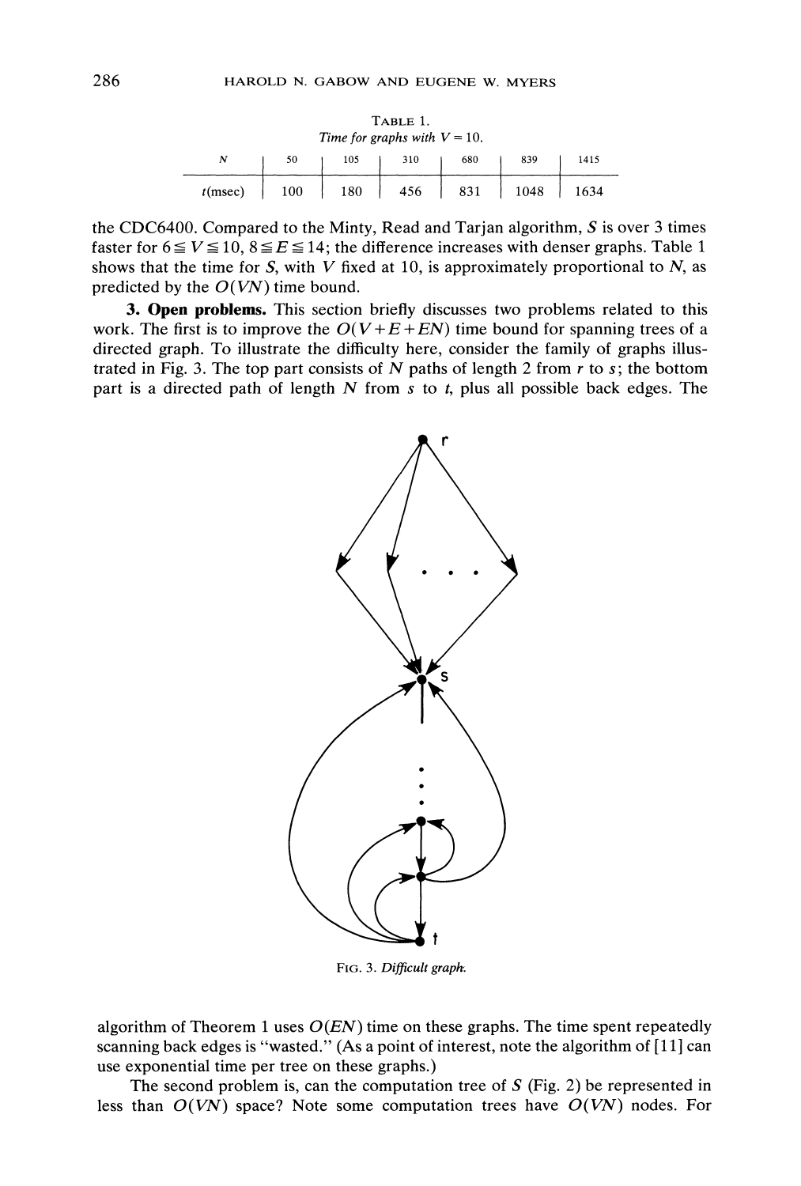TABLE 1.
*Time for graphs with $V = 10$.*

| $N$ | 50 | 105 | 310 | 680 | 839 | 1415 |
|---|---|---|---|---|---|---|
| $t$(msec) | 100 | 180 | 456 | 831 | 1048 | 1634 |

the CDC6400. Compared to the Minty, Read and Tarjan algorithm, $S$ is over 3 times faster for $6 \leqq V \leqq 10$, $8 \leqq E \leqq 14$; the difference increases with denser graphs. Table 1 shows that the time for $S$, with $V$ fixed at 10, is approximately proportional to $N$, as predicted by the $O(VN)$ time bound.

**3. Open problems.** This section briefly discusses two problems related to this work. The first is to improve the $O(V+E+EN)$ time bound for spanning trees of a directed graph. To illustrate the difficulty here, consider the family of graphs illustrated in Fig. 3. The top part consists of $N$ paths of length 2 from $r$ to $s$; the bottom part is a directed path of length $N$ from $s$ to $t$, plus all possible back edges. The

FIG. 3. *Difficult graph.*

algorithm of Theorem 1 uses $O(EN)$ time on these graphs. The time spent repeatedly scanning back edges is "wasted." (As a point of interest, note the algorithm of [11] can use exponential time per tree on these graphs.)

The second problem is, can the computation tree of $S$ (Fig. 2) be represented in less than $O(VN)$ space? Note some computation trees have $O(VN)$ nodes. For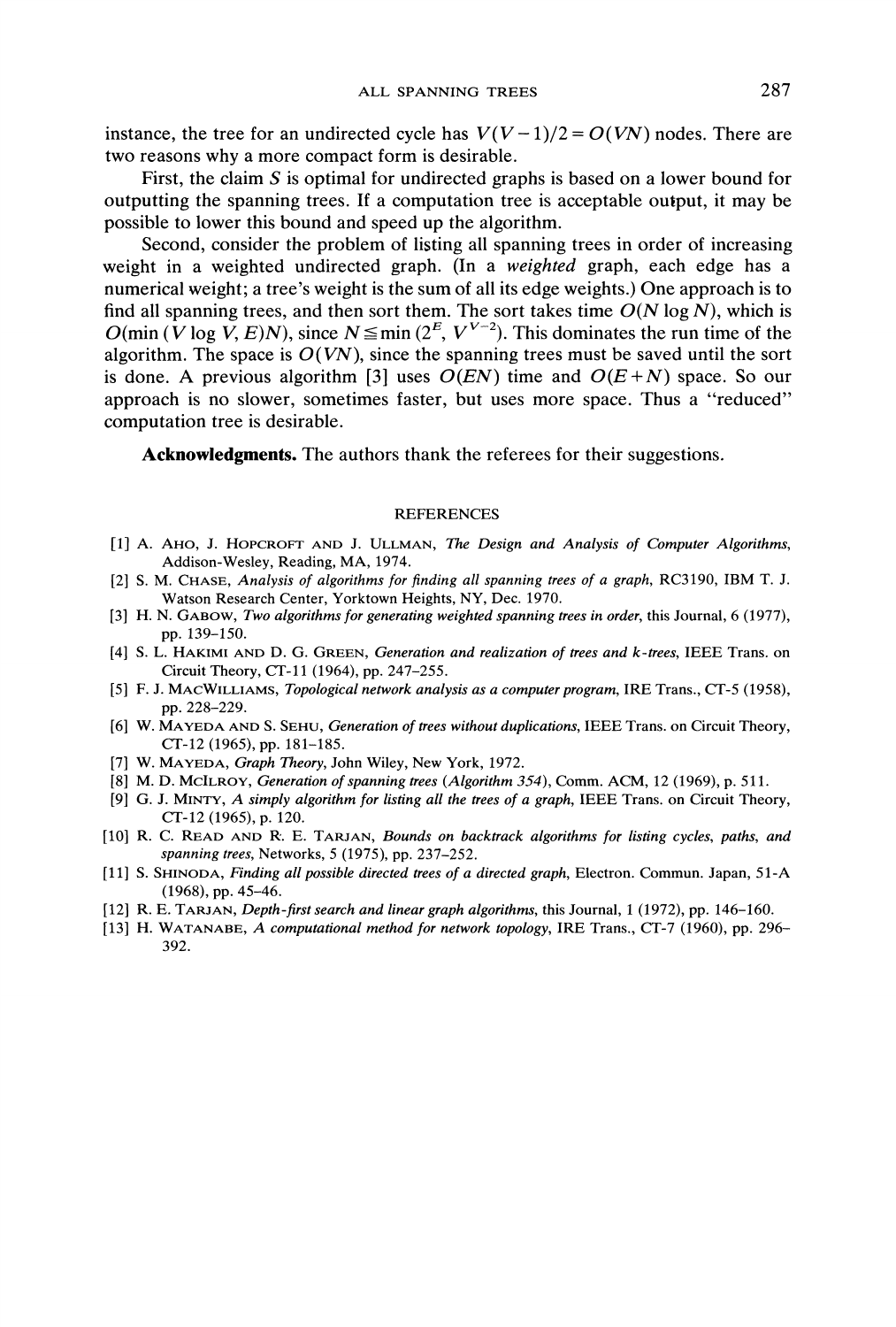instance, the tree for an undirected cycle has $V(V-1)/2 = O(VN)$ nodes. There are two reasons why a more compact form is desirable.

First, the claim $S$ is optimal for undirected graphs is based on a lower bound for outputting the spanning trees. If a computation tree is acceptable output, it may be possible to lower this bound and speed up the algorithm.

Second, consider the problem of listing all spanning trees in order of increasing weight in a weighted undirected graph. (In a *weighted* graph, each edge has a numerical weight; a tree's weight is the sum of all its edge weights.) One approach is to find all spanning trees, and then sort them. The sort takes time $O(N \log N)$, which is $O(\min(V \log V, E)N)$, since $N \leqq \min(2^E, V^{V-2})$. This dominates the run time of the algorithm. The space is $O(VN)$, since the spanning trees must be saved until the sort is done. A previous algorithm [3] uses $O(EN)$ time and $O(E+N)$ space. So our approach is no slower, sometimes faster, but uses more space. Thus a "reduced" computation tree is desirable.

**Acknowledgments.** The authors thank the referees for their suggestions.

## REFERENCES

[1] A. AHO, J. HOPCROFT AND J. ULLMAN, *The Design and Analysis of Computer Algorithms*, Addison-Wesley, Reading, MA, 1974.

[2] S. M. CHASE, *Analysis of algorithms for finding all spanning trees of a graph*, RC3190, IBM T. J. Watson Research Center, Yorktown Heights, NY, Dec. 1970.

[3] H. N. GABOW, *Two algorithms for generating weighted spanning trees in order*, this Journal, 6 (1977), pp. 139–150.

[4] S. L. HAKIMI AND D. G. GREEN, *Generation and realization of trees and k-trees*, IEEE Trans. on Circuit Theory, CT-11 (1964), pp. 247–255.

[5] F. J. MACWILLIAMS, *Topological network analysis as a computer program*, IRE Trans., CT-5 (1958), pp. 228–229.

[6] W. MAYEDA AND S. SEHU, *Generation of trees without duplications*, IEEE Trans. on Circuit Theory, CT-12 (1965), pp. 181–185.

[7] W. MAYEDA, *Graph Theory*, John Wiley, New York, 1972.

[8] M. D. MCILROY, *Generation of spanning trees (Algorithm 354)*, Comm. ACM, 12 (1969), p. 511.

[9] G. J. MINTY, *A simply algorithm for listing all the trees of a graph*, IEEE Trans. on Circuit Theory, CT-12 (1965), p. 120.

[10] R. C. READ AND R. E. TARJAN, *Bounds on backtrack algorithms for listing cycles, paths, and spanning trees*, Networks, 5 (1975), pp. 237–252.

[11] S. SHINODA, *Finding all possible directed trees of a directed graph*, Electron. Commun. Japan, 51-A (1968), pp. 45–46.

[12] R. E. TARJAN, *Depth-first search and linear graph algorithms*, this Journal, 1 (1972), pp. 146–160.

[13] H. WATANABE, *A computational method for network topology*, IRE Trans., CT-7 (1960), pp. 296–392.